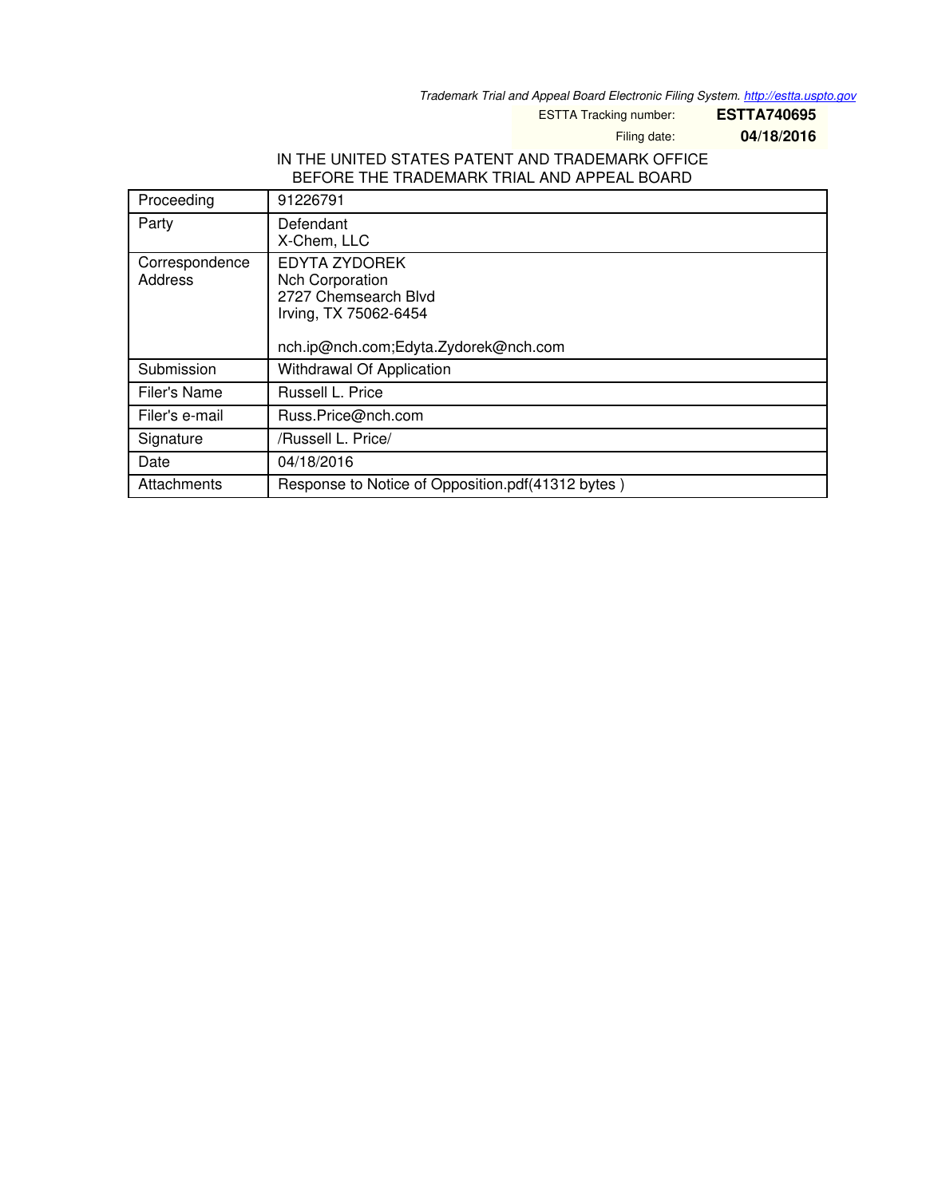*Trademark Trial and Appeal Board Electronic Filing System. http://estta.uspto.gov*

ESTTA Tracking number: **ESTTA740695**

Filing date: **04/18/2016**

IN THE UNITED STATES PATENT AND TRADEMARK OFFICE
BEFORE THE TRADEMARK TRIAL AND APPEAL BOARD

| Proceeding | 91226791 |
|---|---|
| Party | Defendant<br>X-Chem, LLC |
| Correspondence Address | EDYTA ZYDOREK<br>Nch Corporation<br>2727 Chemsearch Blvd<br>Irving, TX 75062-6454<br><br>nch.ip@nch.com;Edyta.Zydorek@nch.com |
| Submission | Withdrawal Of Application |
| Filer's Name | Russell L. Price |
| Filer's e-mail | Russ.Price@nch.com |
| Signature | /Russell L. Price/ |
| Date | 04/18/2016 |
| Attachments | Response to Notice of Opposition.pdf(41312 bytes ) |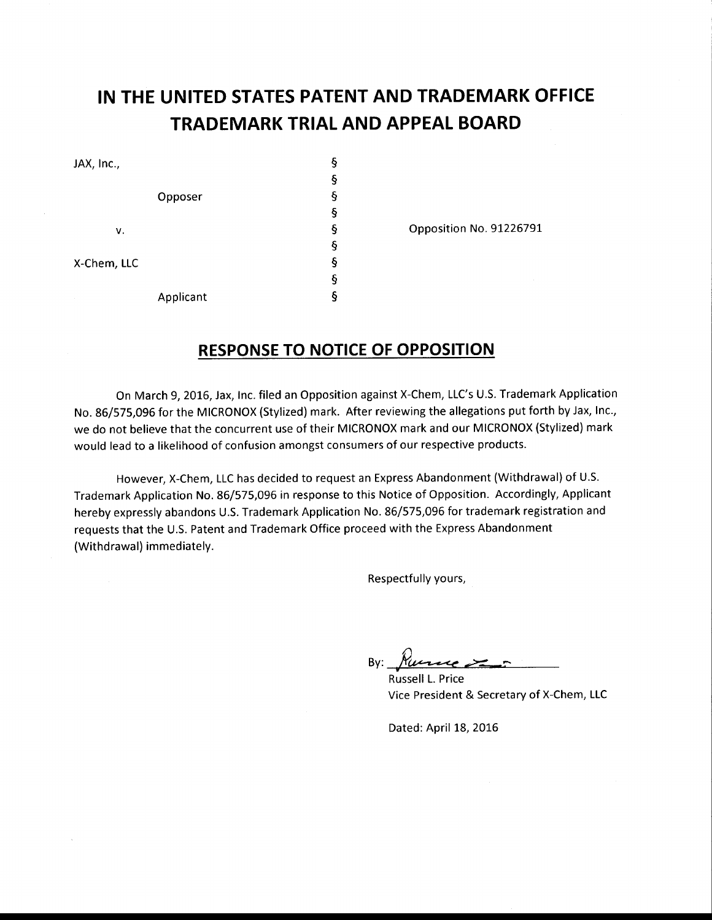# IN THE UNITED STATES PATENT AND TRADEMARK OFFICE TRADEMARK TRIAL AND APPEAL BOARD

| | | |
|---|---|---|
| JAX, Inc., | § | |
| | § | |
| Opposer | § | |
| | § | |
| v. | § | Opposition No. 91226791 |
| | § | |
| X-Chem, LLC | § | |
| | § | |
| Applicant | § | |

## RESPONSE TO NOTICE OF OPPOSITION

On March 9, 2016, Jax, Inc. filed an Opposition against X-Chem, LLC's U.S. Trademark Application No. 86/575,096 for the MICRONOX (Stylized) mark. After reviewing the allegations put forth by Jax, Inc., we do not believe that the concurrent use of their MICRONOX mark and our MICRONOX (Stylized) mark would lead to a likelihood of confusion amongst consumers of our respective products.

However, X-Chem, LLC has decided to request an Express Abandonment (Withdrawal) of U.S. Trademark Application No. 86/575,096 in response to this Notice of Opposition. Accordingly, Applicant hereby expressly abandons U.S. Trademark Application No. 86/575,096 for trademark registration and requests that the U.S. Patent and Trademark Office proceed with the Express Abandonment (Withdrawal) immediately.

Respectfully yours,

By: ______________________

Russell L. Price
Vice President & Secretary of X-Chem, LLC

Dated: April 18, 2016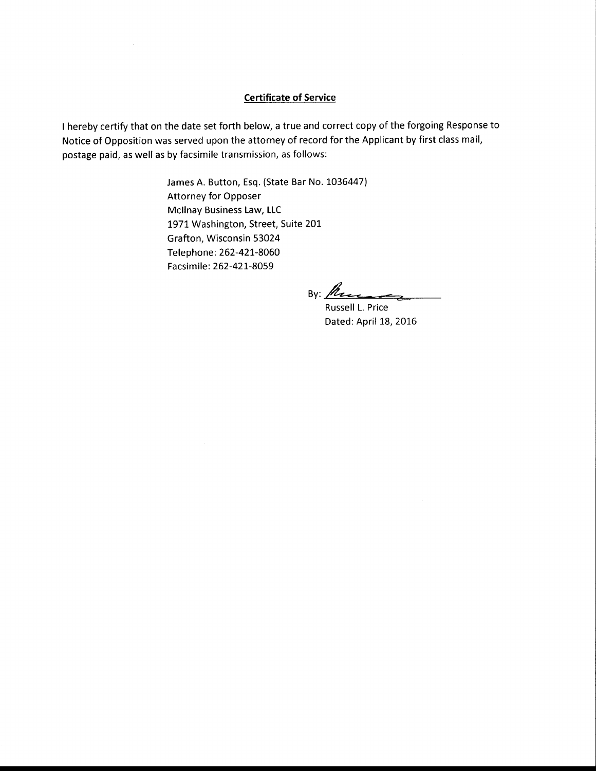**Certificate of Service**

I hereby certify that on the date set forth below, a true and correct copy of the forgoing Response to Notice of Opposition was served upon the attorney of record for the Applicant by first class mail, postage paid, as well as by facsimile transmission, as follows:

James A. Button, Esq. (State Bar No. 1036447)
Attorney for Opposer
McIlnay Business Law, LLC
1971 Washington, Street, Suite 201
Grafton, Wisconsin 53024
Telephone: 262-421-8060
Facsimile: 262-421-8059

By: ______________
Russell L. Price
Dated: April 18, 2016